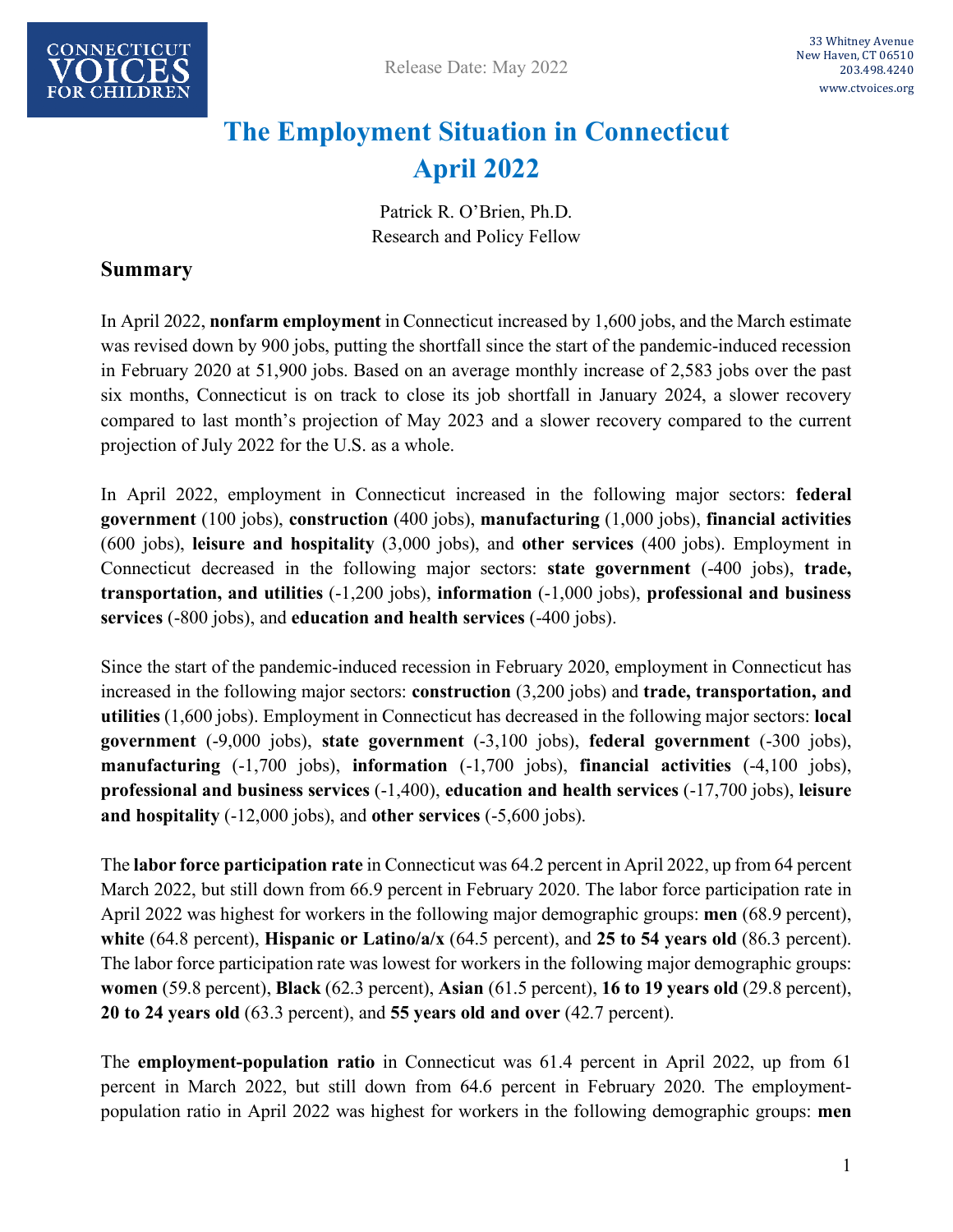CONNECTICUT VOICES FOR CHILDREN

Release Date: May 2022

33 Whitney Avenue
New Haven, CT 06510
203.498.4240
www.ctvoices.org

# The Employment Situation in Connecticut April 2022

Patrick R. O'Brien, Ph.D.
Research and Policy Fellow

## Summary

In April 2022, **nonfarm employment** in Connecticut increased by 1,600 jobs, and the March estimate was revised down by 900 jobs, putting the shortfall since the start of the pandemic-induced recession in February 2020 at 51,900 jobs. Based on an average monthly increase of 2,583 jobs over the past six months, Connecticut is on track to close its job shortfall in January 2024, a slower recovery compared to last month's projection of May 2023 and a slower recovery compared to the current projection of July 2022 for the U.S. as a whole.

In April 2022, employment in Connecticut increased in the following major sectors: **federal government** (100 jobs), **construction** (400 jobs), **manufacturing** (1,000 jobs), **financial activities** (600 jobs), **leisure and hospitality** (3,000 jobs), and **other services** (400 jobs). Employment in Connecticut decreased in the following major sectors: **state government** (-400 jobs), **trade, transportation, and utilities** (-1,200 jobs), **information** (-1,000 jobs), **professional and business services** (-800 jobs), and **education and health services** (-400 jobs).

Since the start of the pandemic-induced recession in February 2020, employment in Connecticut has increased in the following major sectors: **construction** (3,200 jobs) and **trade, transportation, and utilities** (1,600 jobs). Employment in Connecticut has decreased in the following major sectors: **local government** (-9,000 jobs), **state government** (-3,100 jobs), **federal government** (-300 jobs), **manufacturing** (-1,700 jobs), **information** (-1,700 jobs), **financial activities** (-4,100 jobs), **professional and business services** (-1,400), **education and health services** (-17,700 jobs), **leisure and hospitality** (-12,000 jobs), and **other services** (-5,600 jobs).

The **labor force participation rate** in Connecticut was 64.2 percent in April 2022, up from 64 percent March 2022, but still down from 66.9 percent in February 2020. The labor force participation rate in April 2022 was highest for workers in the following major demographic groups: **men** (68.9 percent), **white** (64.8 percent), **Hispanic or Latino/a/x** (64.5 percent), and **25 to 54 years old** (86.3 percent). The labor force participation rate was lowest for workers in the following major demographic groups: **women** (59.8 percent), **Black** (62.3 percent), **Asian** (61.5 percent), **16 to 19 years old** (29.8 percent), **20 to 24 years old** (63.3 percent), and **55 years old and over** (42.7 percent).

The **employment-population ratio** in Connecticut was 61.4 percent in April 2022, up from 61 percent in March 2022, but still down from 64.6 percent in February 2020. The employment-population ratio in April 2022 was highest for workers in the following demographic groups: **men**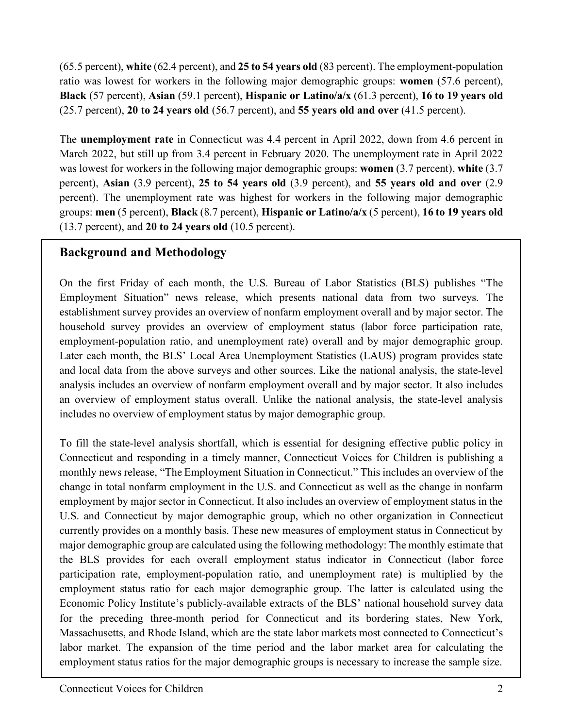(65.5 percent), **white** (62.4 percent), and **25 to 54 years old** (83 percent). The employment-population ratio was lowest for workers in the following major demographic groups: **women** (57.6 percent), **Black** (57 percent), **Asian** (59.1 percent), **Hispanic or Latino/a/x** (61.3 percent), **16 to 19 years old** (25.7 percent), **20 to 24 years old** (56.7 percent), and **55 years old and over** (41.5 percent).

The **unemployment rate** in Connecticut was 4.4 percent in April 2022, down from 4.6 percent in March 2022, but still up from 3.4 percent in February 2020. The unemployment rate in April 2022 was lowest for workers in the following major demographic groups: **women** (3.7 percent), **white** (3.7 percent), **Asian** (3.9 percent), **25 to 54 years old** (3.9 percent), and **55 years old and over** (2.9 percent). The unemployment rate was highest for workers in the following major demographic groups: **men** (5 percent), **Black** (8.7 percent), **Hispanic or Latino/a/x** (5 percent), **16 to 19 years old** (13.7 percent), and **20 to 24 years old** (10.5 percent).

## Background and Methodology

On the first Friday of each month, the U.S. Bureau of Labor Statistics (BLS) publishes "The Employment Situation" news release, which presents national data from two surveys. The establishment survey provides an overview of nonfarm employment overall and by major sector. The household survey provides an overview of employment status (labor force participation rate, employment-population ratio, and unemployment rate) overall and by major demographic group. Later each month, the BLS' Local Area Unemployment Statistics (LAUS) program provides state and local data from the above surveys and other sources. Like the national analysis, the state-level analysis includes an overview of nonfarm employment overall and by major sector. It also includes an overview of employment status overall. Unlike the national analysis, the state-level analysis includes no overview of employment status by major demographic group.

To fill the state-level analysis shortfall, which is essential for designing effective public policy in Connecticut and responding in a timely manner, Connecticut Voices for Children is publishing a monthly news release, "The Employment Situation in Connecticut." This includes an overview of the change in total nonfarm employment in the U.S. and Connecticut as well as the change in nonfarm employment by major sector in Connecticut. It also includes an overview of employment status in the U.S. and Connecticut by major demographic group, which no other organization in Connecticut currently provides on a monthly basis. These new measures of employment status in Connecticut by major demographic group are calculated using the following methodology: The monthly estimate that the BLS provides for each overall employment status indicator in Connecticut (labor force participation rate, employment-population ratio, and unemployment rate) is multiplied by the employment status ratio for each major demographic group. The latter is calculated using the Economic Policy Institute's publicly-available extracts of the BLS' national household survey data for the preceding three-month period for Connecticut and its bordering states, New York, Massachusetts, and Rhode Island, which are the state labor markets most connected to Connecticut's labor market. The expansion of the time period and the labor market area for calculating the employment status ratios for the major demographic groups is necessary to increase the sample size.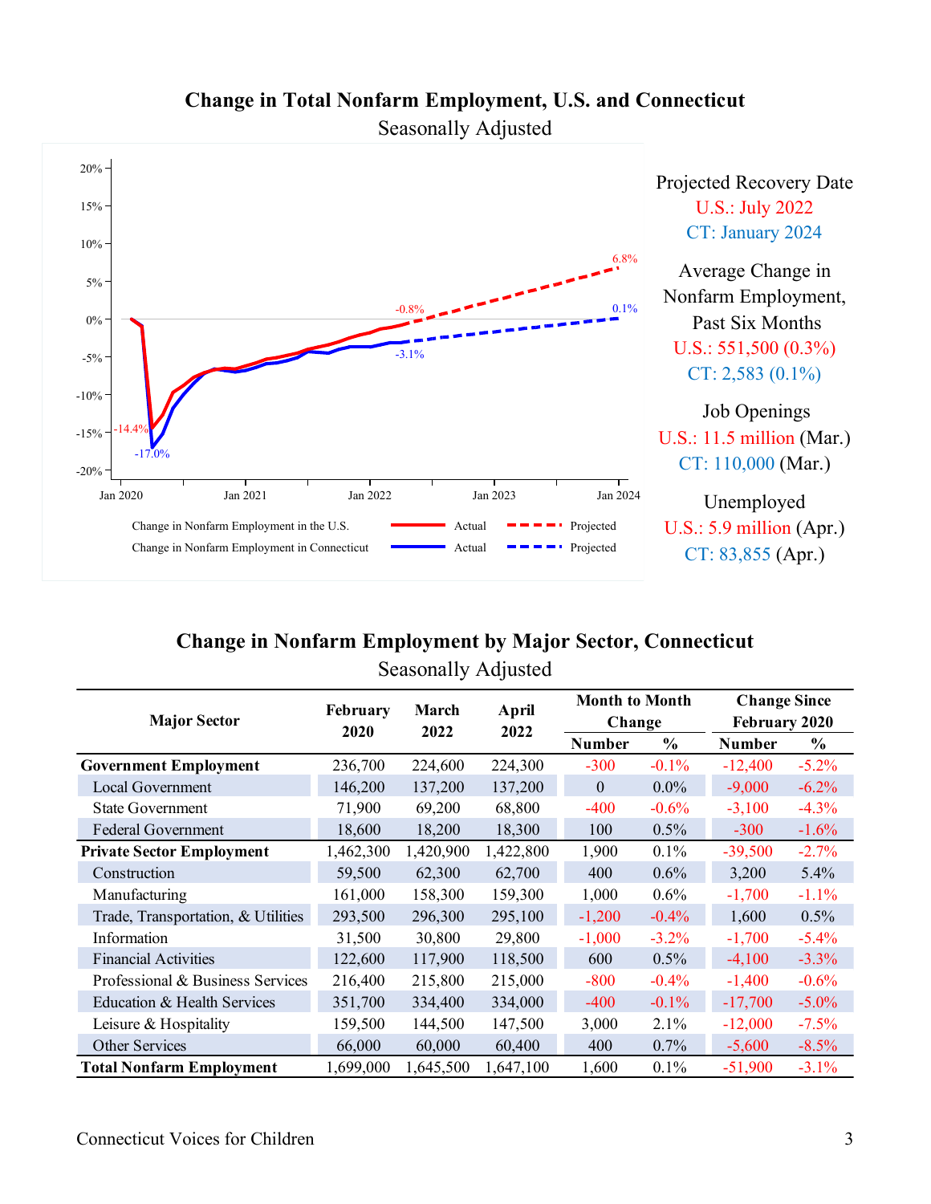## Change in Total Nonfarm Employment, U.S. and Connecticut

Seasonally Adjusted

Projected Recovery Date
U.S.: July 2022
CT: January 2024

Average Change in Nonfarm Employment, Past Six Months
U.S.: 551,500 (0.3%)
CT: 2,583 (0.1%)

Job Openings
U.S.: 11.5 million (Mar.)
CT: 110,000 (Mar.)

Unemployed
U.S.: 5.9 million (Apr.)
CT: 83,855 (Apr.)

## Change in Nonfarm Employment by Major Sector, Connecticut

Seasonally Adjusted

| Major Sector | February 2020 | March 2022 | April 2022 | Month to Month Change | | Change Since February 2020 | |
|---|---|---|---|---|---|---|---|
| | | | | Number | % | Number | % |
| **Government Employment** | 236,700 | 224,600 | 224,300 | -300 | -0.1% | -12,400 | -5.2% |
| Local Government | 146,200 | 137,200 | 137,200 | 0 | 0.0% | -9,000 | -6.2% |
| State Government | 71,900 | 69,200 | 68,800 | -400 | -0.6% | -3,100 | -4.3% |
| Federal Government | 18,600 | 18,200 | 18,300 | 100 | 0.5% | -300 | -1.6% |
| **Private Sector Employment** | 1,462,300 | 1,420,900 | 1,422,800 | 1,900 | 0.1% | -39,500 | -2.7% |
| Construction | 59,500 | 62,300 | 62,700 | 400 | 0.6% | 3,200 | 5.4% |
| Manufacturing | 161,000 | 158,300 | 159,300 | 1,000 | 0.6% | -1,700 | -1.1% |
| Trade, Transportation, & Utilities | 293,500 | 296,300 | 295,100 | -1,200 | -0.4% | 1,600 | 0.5% |
| Information | 31,500 | 30,800 | 29,800 | -1,000 | -3.2% | -1,700 | -5.4% |
| Financial Activities | 122,600 | 117,900 | 118,500 | 600 | 0.5% | -4,100 | -3.3% |
| Professional & Business Services | 216,400 | 215,800 | 215,000 | -800 | -0.4% | -1,400 | -0.6% |
| Education & Health Services | 351,700 | 334,400 | 334,000 | -400 | -0.1% | -17,700 | -5.0% |
| Leisure & Hospitality | 159,500 | 144,500 | 147,500 | 3,000 | 2.1% | -12,000 | -7.5% |
| Other Services | 66,000 | 60,000 | 60,400 | 400 | 0.7% | -5,600 | -8.5% |
| **Total Nonfarm Employment** | 1,699,000 | 1,645,500 | 1,647,100 | 1,600 | 0.1% | -51,900 | -3.1% |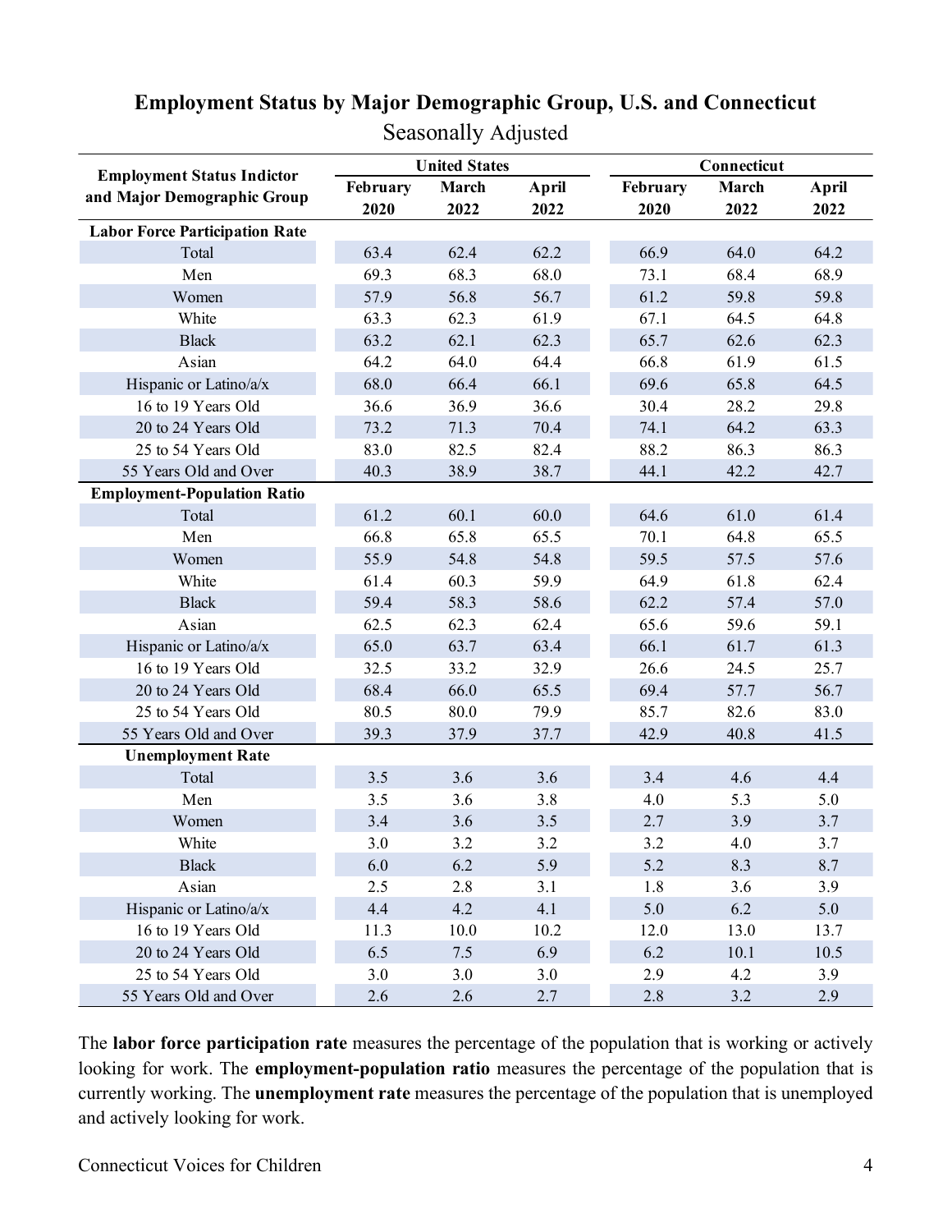## Employment Status by Major Demographic Group, U.S. and Connecticut

Seasonally Adjusted

| Employment Status Indictor and Major Demographic Group | United States | | | Connecticut | | |
|---|---|---|---|---|---|---|
| | February 2020 | March 2022 | April 2022 | February 2020 | March 2022 | April 2022 |
| **Labor Force Participation Rate** | | | | | | |
| Total | 63.4 | 62.4 | 62.2 | 66.9 | 64.0 | 64.2 |
| Men | 69.3 | 68.3 | 68.0 | 73.1 | 68.4 | 68.9 |
| Women | 57.9 | 56.8 | 56.7 | 61.2 | 59.8 | 59.8 |
| White | 63.3 | 62.3 | 61.9 | 67.1 | 64.5 | 64.8 |
| Black | 63.2 | 62.1 | 62.3 | 65.7 | 62.6 | 62.3 |
| Asian | 64.2 | 64.0 | 64.4 | 66.8 | 61.9 | 61.5 |
| Hispanic or Latino/a/x | 68.0 | 66.4 | 66.1 | 69.6 | 65.8 | 64.5 |
| 16 to 19 Years Old | 36.6 | 36.9 | 36.6 | 30.4 | 28.2 | 29.8 |
| 20 to 24 Years Old | 73.2 | 71.3 | 70.4 | 74.1 | 64.2 | 63.3 |
| 25 to 54 Years Old | 83.0 | 82.5 | 82.4 | 88.2 | 86.3 | 86.3 |
| 55 Years Old and Over | 40.3 | 38.9 | 38.7 | 44.1 | 42.2 | 42.7 |
| **Employment-Population Ratio** | | | | | | |
| Total | 61.2 | 60.1 | 60.0 | 64.6 | 61.0 | 61.4 |
| Men | 66.8 | 65.8 | 65.5 | 70.1 | 64.8 | 65.5 |
| Women | 55.9 | 54.8 | 54.8 | 59.5 | 57.5 | 57.6 |
| White | 61.4 | 60.3 | 59.9 | 64.9 | 61.8 | 62.4 |
| Black | 59.4 | 58.3 | 58.6 | 62.2 | 57.4 | 57.0 |
| Asian | 62.5 | 62.3 | 62.4 | 65.6 | 59.6 | 59.1 |
| Hispanic or Latino/a/x | 65.0 | 63.7 | 63.4 | 66.1 | 61.7 | 61.3 |
| 16 to 19 Years Old | 32.5 | 33.2 | 32.9 | 26.6 | 24.5 | 25.7 |
| 20 to 24 Years Old | 68.4 | 66.0 | 65.5 | 69.4 | 57.7 | 56.7 |
| 25 to 54 Years Old | 80.5 | 80.0 | 79.9 | 85.7 | 82.6 | 83.0 |
| 55 Years Old and Over | 39.3 | 37.9 | 37.7 | 42.9 | 40.8 | 41.5 |
| **Unemployment Rate** | | | | | | |
| Total | 3.5 | 3.6 | 3.6 | 3.4 | 4.6 | 4.4 |
| Men | 3.5 | 3.6 | 3.8 | 4.0 | 5.3 | 5.0 |
| Women | 3.4 | 3.6 | 3.5 | 2.7 | 3.9 | 3.7 |
| White | 3.0 | 3.2 | 3.2 | 3.2 | 4.0 | 3.7 |
| Black | 6.0 | 6.2 | 5.9 | 5.2 | 8.3 | 8.7 |
| Asian | 2.5 | 2.8 | 3.1 | 1.8 | 3.6 | 3.9 |
| Hispanic or Latino/a/x | 4.4 | 4.2 | 4.1 | 5.0 | 6.2 | 5.0 |
| 16 to 19 Years Old | 11.3 | 10.0 | 10.2 | 12.0 | 13.0 | 13.7 |
| 20 to 24 Years Old | 6.5 | 7.5 | 6.9 | 6.2 | 10.1 | 10.5 |
| 25 to 54 Years Old | 3.0 | 3.0 | 3.0 | 2.9 | 4.2 | 3.9 |
| 55 Years Old and Over | 2.6 | 2.6 | 2.7 | 2.8 | 3.2 | 2.9 |

The **labor force participation rate** measures the percentage of the population that is working or actively looking for work. The **employment-population ratio** measures the percentage of the population that is currently working. The **unemployment rate** measures the percentage of the population that is unemployed and actively looking for work.